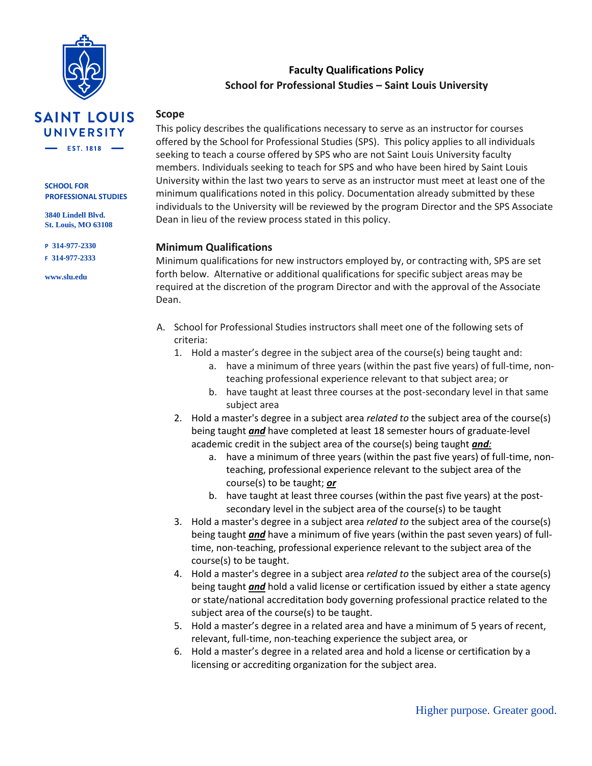SAINT LOUIS UNIVERSITY

EST. 1818

SCHOOL FOR PROFESSIONAL STUDIES

3840 Lindell Blvd.
St. Louis, MO 63108

P 314-977-2330
F 314-977-2333

www.slu.edu

# Faculty Qualifications Policy
# School for Professional Studies – Saint Louis University

## Scope

This policy describes the qualifications necessary to serve as an instructor for courses offered by the School for Professional Studies (SPS). This policy applies to all individuals seeking to teach a course offered by SPS who are not Saint Louis University faculty members. Individuals seeking to teach for SPS and who have been hired by Saint Louis University within the last two years to serve as an instructor must meet at least one of the minimum qualifications noted in this policy. Documentation already submitted by these individuals to the University will be reviewed by the program Director and the SPS Associate Dean in lieu of the review process stated in this policy.

## Minimum Qualifications

Minimum qualifications for new instructors employed by, or contracting with, SPS are set forth below. Alternative or additional qualifications for specific subject areas may be required at the discretion of the program Director and with the approval of the Associate Dean.

A. School for Professional Studies instructors shall meet one of the following sets of criteria:
   1. Hold a master's degree in the subject area of the course(s) being taught and:
      a. have a minimum of three years (within the past five years) of full-time, non-teaching professional experience relevant to that subject area; or
      b. have taught at least three courses at the post-secondary level in that same subject area
   2. Hold a master's degree in a subject area *related to* the subject area of the course(s) being taught ***and*** have completed at least 18 semester hours of graduate-level academic credit in the subject area of the course(s) being taught ***and:***
      a. have a minimum of three years (within the past five years) of full-time, non-teaching, professional experience relevant to the subject area of the course(s) to be taught; ***or***
      b. have taught at least three courses (within the past five years) at the post-secondary level in the subject area of the course(s) to be taught
   3. Hold a master's degree in a subject area *related to* the subject area of the course(s) being taught ***and*** have a minimum of five years (within the past seven years) of full-time, non-teaching, professional experience relevant to the subject area of the course(s) to be taught.
   4. Hold a master's degree in a subject area *related to* the subject area of the course(s) being taught ***and*** hold a valid license or certification issued by either a state agency or state/national accreditation body governing professional practice related to the subject area of the course(s) to be taught.
   5. Hold a master's degree in a related area and have a minimum of 5 years of recent, relevant, full-time, non-teaching experience the subject area, or
   6. Hold a master's degree in a related area and hold a license or certification by a licensing or accrediting organization for the subject area.

Higher purpose. Greater good.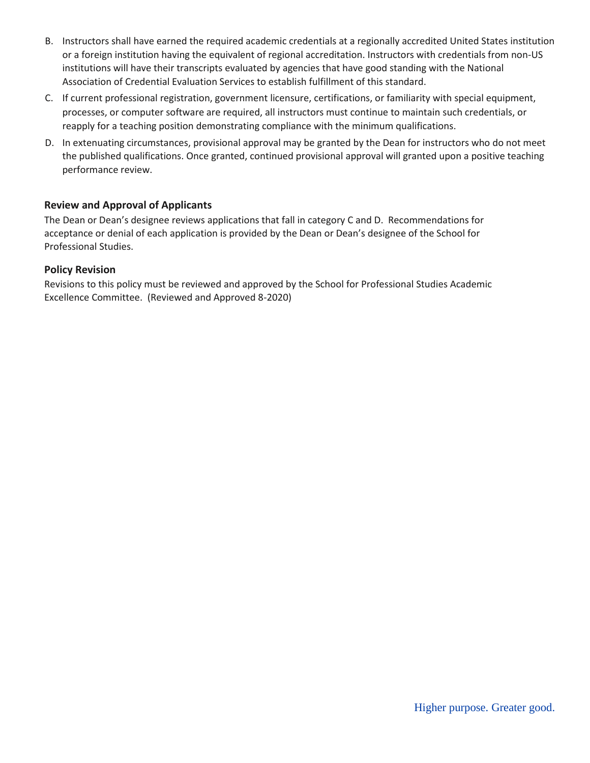B. Instructors shall have earned the required academic credentials at a regionally accredited United States institution or a foreign institution having the equivalent of regional accreditation. Instructors with credentials from non-US institutions will have their transcripts evaluated by agencies that have good standing with the National Association of Credential Evaluation Services to establish fulfillment of this standard.

C. If current professional registration, government licensure, certifications, or familiarity with special equipment, processes, or computer software are required, all instructors must continue to maintain such credentials, or reapply for a teaching position demonstrating compliance with the minimum qualifications.

D. In extenuating circumstances, provisional approval may be granted by the Dean for instructors who do not meet the published qualifications. Once granted, continued provisional approval will granted upon a positive teaching performance review.

### Review and Approval of Applicants

The Dean or Dean's designee reviews applications that fall in category C and D. Recommendations for acceptance or denial of each application is provided by the Dean or Dean's designee of the School for Professional Studies.

### Policy Revision

Revisions to this policy must be reviewed and approved by the School for Professional Studies Academic Excellence Committee. (Reviewed and Approved 8-2020)